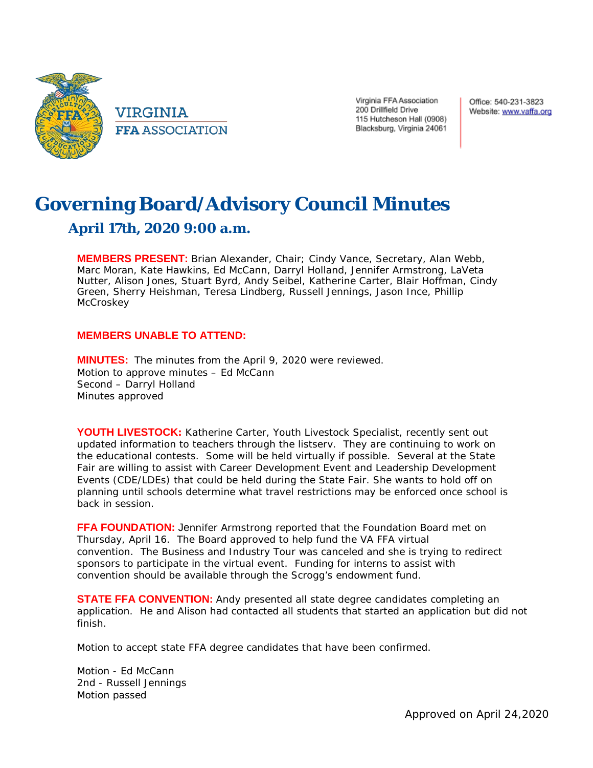VIRGINIA
FFA ASSOCIATION

Virginia FFA Association
200 Drillfield Drive
115 Hutcheson Hall (0908)
Blacksburg, Virginia 24061

Office: 540-231-3823
Website: www.vaffa.org

# Governing Board/Advisory Council Minutes

## April 17th, 2020 9:00 a.m.

**MEMBERS PRESENT:** Brian Alexander, Chair; Cindy Vance, Secretary, Alan Webb, Marc Moran, Kate Hawkins, Ed McCann, Darryl Holland, Jennifer Armstrong, LaVeta Nutter, Alison Jones, Stuart Byrd, Andy Seibel, Katherine Carter, Blair Hoffman, Cindy Green, Sherry Heishman, Teresa Lindberg, Russell Jennings, Jason Ince, Phillip McCroskey

**MEMBERS UNABLE TO ATTEND:**

**MINUTES:** The minutes from the April 9, 2020 were reviewed.
Motion to approve minutes – Ed McCann
Second – Darryl Holland
Minutes approved

**YOUTH LIVESTOCK:** Katherine Carter, Youth Livestock Specialist, recently sent out updated information to teachers through the listserv. They are continuing to work on the educational contests. Some will be held virtually if possible. Several at the State Fair are willing to assist with Career Development Event and Leadership Development Events (CDE/LDEs) that could be held during the State Fair. She wants to hold off on planning until schools determine what travel restrictions may be enforced once school is back in session.

**FFA FOUNDATION:** Jennifer Armstrong reported that the Foundation Board met on Thursday, April 16. The Board approved to help fund the VA FFA virtual convention. The Business and Industry Tour was canceled and she is trying to redirect sponsors to participate in the virtual event. Funding for interns to assist with convention should be available through the Scrogg's endowment fund.

**STATE FFA CONVENTION:** Andy presented all state degree candidates completing an application. He and Alison had contacted all students that started an application but did not finish.

Motion to accept state FFA degree candidates that have been confirmed.

Motion - Ed McCann
2nd - Russell Jennings
Motion passed

Approved on April 24,2020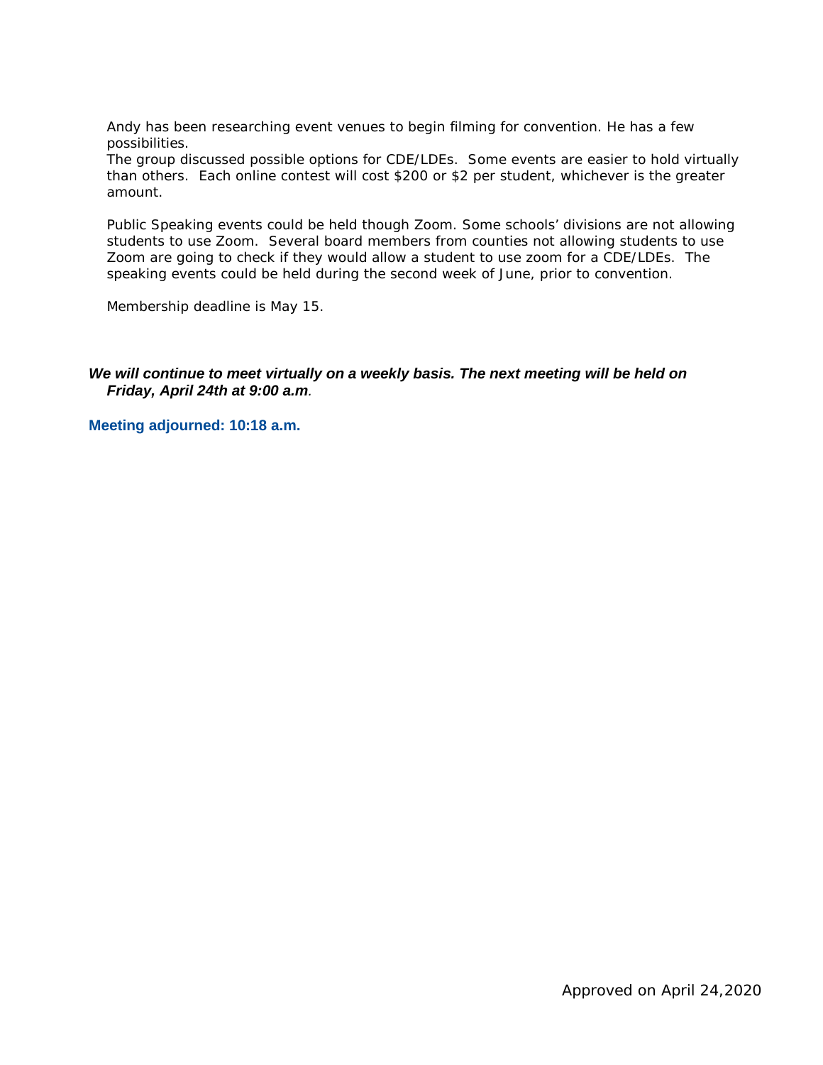Andy has been researching event venues to begin filming for convention. He has a few possibilities.
The group discussed possible options for CDE/LDEs. Some events are easier to hold virtually than others. Each online contest will cost $200 or $2 per student, whichever is the greater amount.

Public Speaking events could be held though Zoom. Some schools' divisions are not allowing students to use Zoom. Several board members from counties not allowing students to use Zoom are going to check if they would allow a student to use zoom for a CDE/LDEs. The speaking events could be held during the second week of June, prior to convention.

Membership deadline is May 15.

***We will continue to meet virtually on a weekly basis. The next meeting will be held on Friday, April 24th at 9:00 a.m.***

**Meeting adjourned: 10:18 a.m.**

Approved on April 24,2020